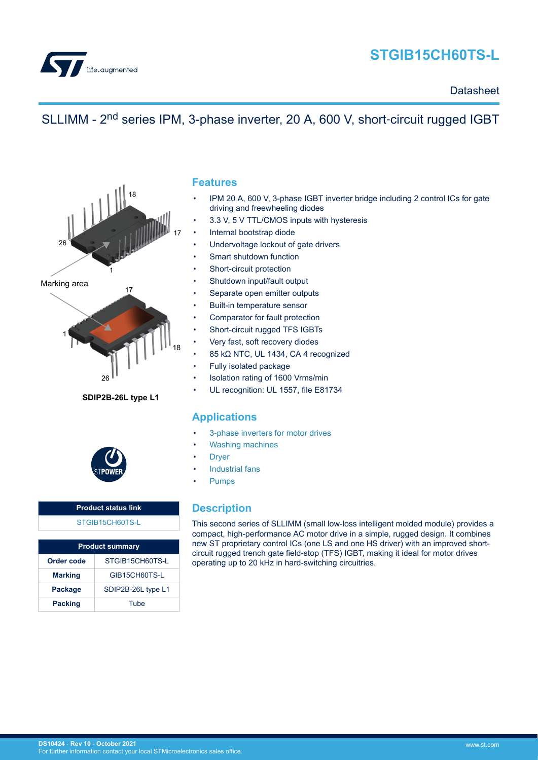# STGIB15CH60TS-L

Datasheet

## SLLIMM - 2nd series IPM, 3-phase inverter, 20 A, 600 V, short-circuit rugged IGBT

Marking area

SDIP2B-26L type L1

| Product status link |
|---|
| STGIB15CH60TS-L |

| Product summary | |
|---|---|
| Order code | STGIB15CH60TS-L |
| Marking | GIB15CH60TS-L |
| Package | SDIP2B-26L type L1 |
| Packing | Tube |

## Features

- IPM 20 A, 600 V, 3-phase IGBT inverter bridge including 2 control ICs for gate driving and freewheeling diodes
- 3.3 V, 5 V TTL/CMOS inputs with hysteresis
- Internal bootstrap diode
- Undervoltage lockout of gate drivers
- Smart shutdown function
- Short-circuit protection
- Shutdown input/fault output
- Separate open emitter outputs
- Built-in temperature sensor
- Comparator for fault protection
- Short-circuit rugged TFS IGBTs
- Very fast, soft recovery diodes
- 85 kΩ NTC, UL 1434, CA 4 recognized
- Fully isolated package
- Isolation rating of 1600 Vrms/min
- UL recognition: UL 1557, file E81734

## Applications

- 3-phase inverters for motor drives
- Washing machines
- Dryer
- Industrial fans
- Pumps

## Description

This second series of SLLIMM (small low-loss intelligent molded module) provides a compact, high-performance AC motor drive in a simple, rugged design. It combines new ST proprietary control ICs (one LS and one HS driver) with an improved short-circuit rugged trench gate field-stop (TFS) IGBT, making it ideal for motor drives operating up to 20 kHz in hard-switching circuitries.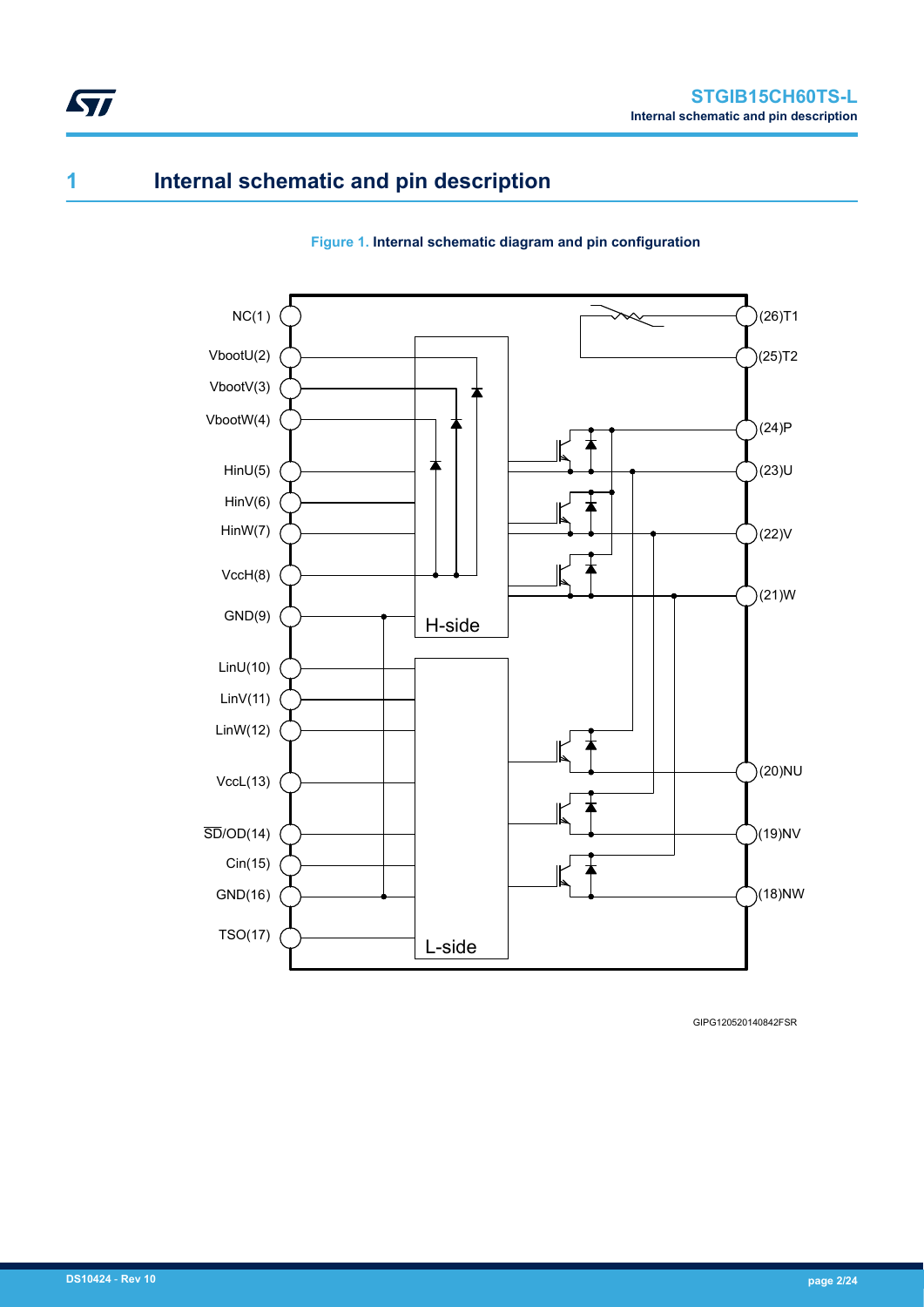# 1 Internal schematic and pin description

**Figure 1. Internal schematic diagram and pin configuration**

NC(1)
VbootU(2)
VbootV(3)
VbootW(4)
HinU(5)
HinV(6)
HinW(7)
VccH(8)
GND(9)
LinU(10)
LinV(11)
LinW(12)
VccL(13)
$\overline{SD}$/OD(14)
Cin(15)
GND(16)
TSO(17)

(26)T1
(25)T2
(24)P
(23)U
(22)V
(21)W
(20)NU
(19)NV
(18)NW

H-side

L-side

GIPG120520140842FSR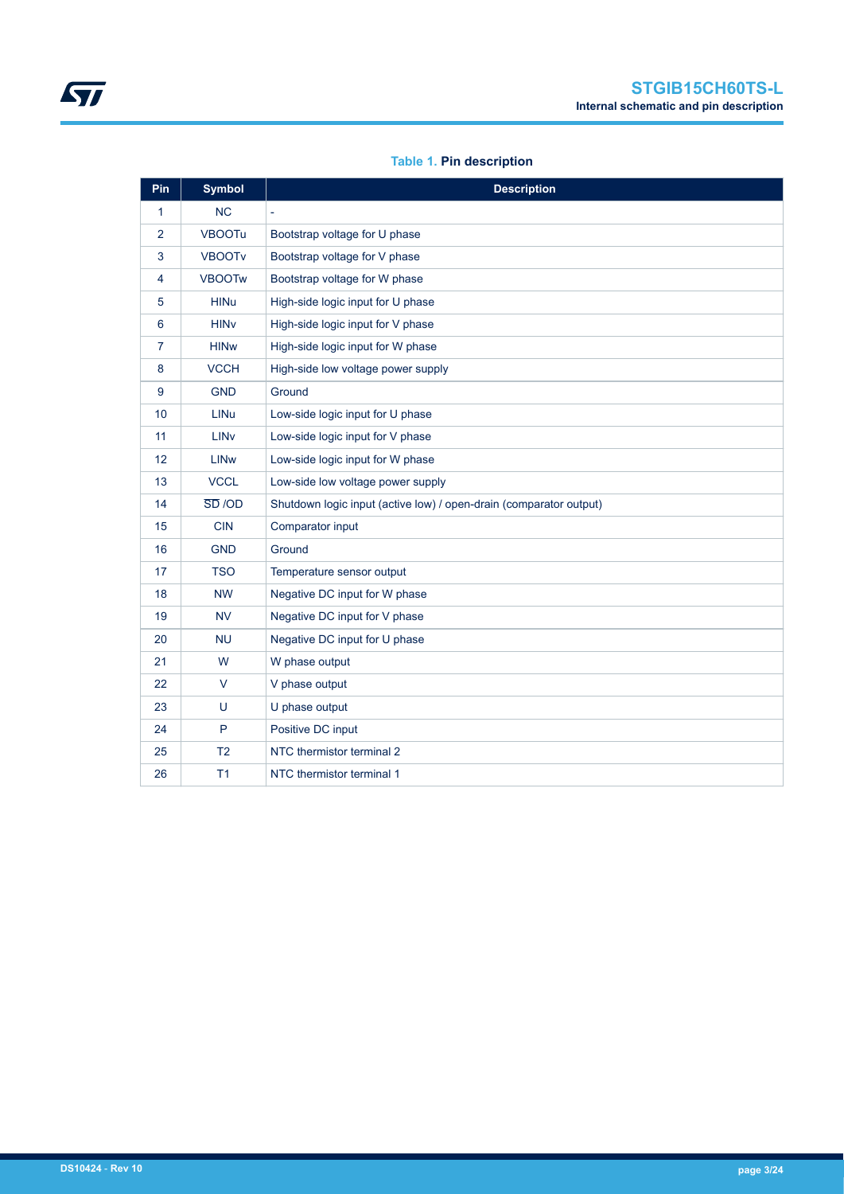**Table 1. Pin description**

| Pin | Symbol | Description |
|---|---|---|
| 1 | NC | - |
| 2 | VBOOTu | Bootstrap voltage for U phase |
| 3 | VBOOTv | Bootstrap voltage for V phase |
| 4 | VBOOTw | Bootstrap voltage for W phase |
| 5 | HINu | High-side logic input for U phase |
| 6 | HINv | High-side logic input for V phase |
| 7 | HINw | High-side logic input for W phase |
| 8 | VCCH | High-side low voltage power supply |
| 9 | GND | Ground |
| 10 | LINu | Low-side logic input for U phase |
| 11 | LINv | Low-side logic input for V phase |
| 12 | LINw | Low-side logic input for W phase |
| 13 | VCCL | Low-side low voltage power supply |
| 14 | $\overline{SD}$ /OD | Shutdown logic input (active low) / open-drain (comparator output) |
| 15 | CIN | Comparator input |
| 16 | GND | Ground |
| 17 | TSO | Temperature sensor output |
| 18 | NW | Negative DC input for W phase |
| 19 | NV | Negative DC input for V phase |
| 20 | NU | Negative DC input for U phase |
| 21 | W | W phase output |
| 22 | V | V phase output |
| 23 | U | U phase output |
| 24 | P | Positive DC input |
| 25 | T2 | NTC thermistor terminal 2 |
| 26 | T1 | NTC thermistor terminal 1 |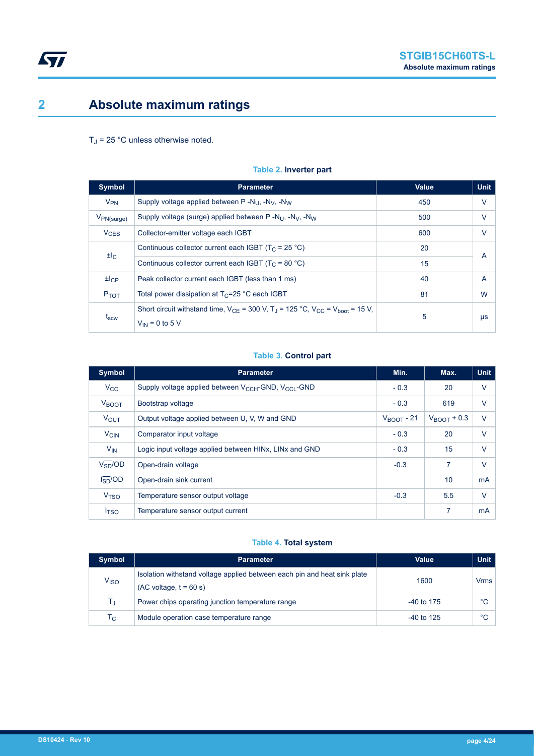# 2 Absolute maximum ratings

$T_J$ = 25 °C unless otherwise noted.

**Table 2. Inverter part**

| Symbol | Parameter | Value | Unit |
|---|---|---|---|
| $V_{PN}$ | Supply voltage applied between P -$N_U$, -$N_V$, -$N_W$ | 450 | V |
| $V_{PN(surge)}$ | Supply voltage (surge) applied between P -$N_U$, -$N_V$, -$N_W$ | 500 | V |
| $V_{CES}$ | Collector-emitter voltage each IGBT | 600 | V |
| $\pm I_C$ | Continuous collector current each IGBT ($T_C$ = 25 °C) | 20 | A |
| | Continuous collector current each IGBT ($T_C$ = 80 °C) | 15 | |
| $\pm I_{CP}$ | Peak collector current each IGBT (less than 1 ms) | 40 | A |
| $P_{TOT}$ | Total power dissipation at $T_C$=25 °C each IGBT | 81 | W |
| $t_{scw}$ | Short circuit withstand time, $V_{CE}$ = 300 V, $T_J$ = 125 °C, $V_{CC}$ = $V_{boot}$ = 15 V, $V_{IN}$ = 0 to 5 V | 5 | µs |

**Table 3. Control part**

| Symbol | Parameter | Min. | Max. | Unit |
|---|---|---|---|---|
| $V_{CC}$ | Supply voltage applied between $V_{CCH}$-GND, $V_{CCL}$-GND | - 0.3 | 20 | V |
| $V_{BOOT}$ | Bootstrap voltage | - 0.3 | 619 | V |
| $V_{OUT}$ | Output voltage applied between U, V, W and GND | $V_{BOOT}$ - 21 | $V_{BOOT}$ + 0.3 | V |
| $V_{CIN}$ | Comparator input voltage | - 0.3 | 20 | V |
| $V_{IN}$ | Logic input voltage applied between HINx, LINx and GND | - 0.3 | 15 | V |
| $V_{\overline{SD}}$/OD | Open-drain voltage | -0.3 | 7 | V |
| $I_{\overline{SD}}$/OD | Open-drain sink current | | 10 | mA |
| $V_{TSO}$ | Temperature sensor output voltage | -0.3 | 5.5 | V |
| $I_{TSO}$ | Temperature sensor output current | | 7 | mA |

**Table 4. Total system**

| Symbol | Parameter | Value | Unit |
|---|---|---|---|
| $V_{ISO}$ | Isolation withstand voltage applied between each pin and heat sink plate (AC voltage, t = 60 s) | 1600 | Vrms |
| $T_J$ | Power chips operating junction temperature range | -40 to 175 | °C |
| $T_C$ | Module operation case temperature range | -40 to 125 | °C |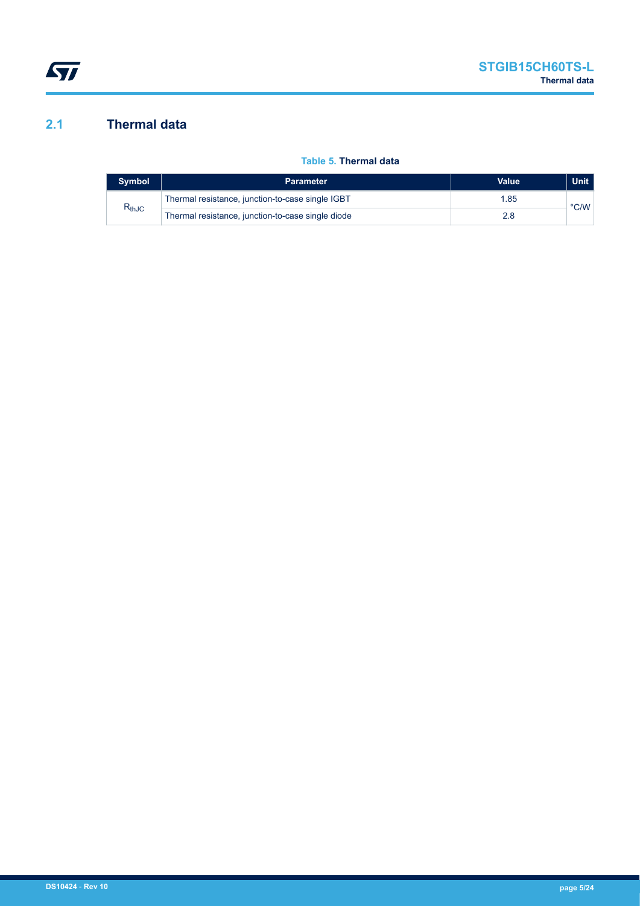## 2.1 Thermal data

**Table 5. Thermal data**

| Symbol | Parameter | Value | Unit |
|---|---|---|---|
| $R_{thJC}$ | Thermal resistance, junction-to-case single IGBT | 1.85 | °C/W |
| | Thermal resistance, junction-to-case single diode | 2.8 | |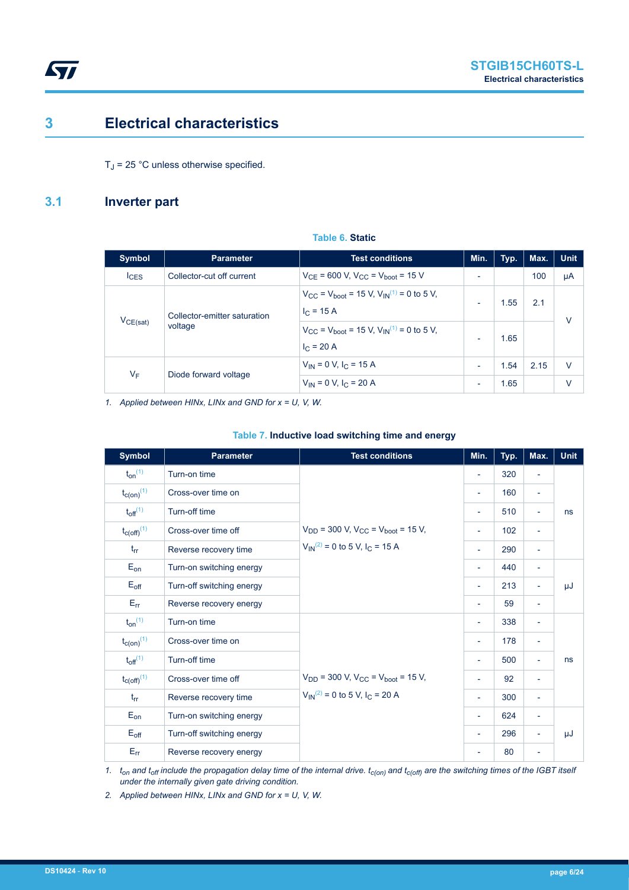# 3 Electrical characteristics

$T_J$ = 25 °C unless otherwise specified.

## 3.1 Inverter part

**Table 6. Static**

| Symbol | Parameter | Test conditions | Min. | Typ. | Max. | Unit |
|---|---|---|---|---|---|---|
| $I_{CES}$ | Collector-cut off current | $V_{CE}$ = 600 V, $V_{CC}$ = $V_{boot}$ = 15 V | - | | 100 | µA |
| $V_{CE(sat)}$ | Collector-emitter saturation voltage | $V_{CC}$ = $V_{boot}$ = 15 V, $V_{IN}$[(1)] = 0 to 5 V, $I_C$ = 15 A | - | 1.55 | 2.1 | V |
| | | $V_{CC}$ = $V_{boot}$ = 15 V, $V_{IN}$[(1)] = 0 to 5 V, $I_C$ = 20 A | - | 1.65 | | |
| $V_F$ | Diode forward voltage | $V_{IN}$ = 0 V, $I_C$ = 15 A | - | 1.54 | 2.15 | V |
| | | $V_{IN}$ = 0 V, $I_C$ = 20 A | - | 1.65 | | V |

1. *Applied between HINx, LINx and GND for x = U, V, W.*

**Table 7. Inductive load switching time and energy**

| Symbol | Parameter | Test conditions | Min. | Typ. | Max. | Unit |
|---|---|---|---|---|---|---|
| $t_{on}$[(1)] | Turn-on time | $V_{DD}$ = 300 V, $V_{CC}$ = $V_{boot}$ = 15 V, $V_{IN}$[(2)] = 0 to 5 V, $I_C$ = 15 A | - | 320 | - | ns |
| $t_{c(on)}$[(1)] | Cross-over time on | | - | 160 | - | ns |
| $t_{off}$[(1)] | Turn-off time | | - | 510 | - | ns |
| $t_{c(off)}$[(1)] | Cross-over time off | | - | 102 | - | ns |
| $t_{rr}$ | Reverse recovery time | | - | 290 | - | ns |
| $E_{on}$ | Turn-on switching energy | | - | 440 | - | µJ |
| $E_{off}$ | Turn-off switching energy | | - | 213 | - | µJ |
| $E_{rr}$ | Reverse recovery energy | | - | 59 | - | µJ |
| $t_{on}$[(1)] | Turn-on time | $V_{DD}$ = 300 V, $V_{CC}$ = $V_{boot}$ = 15 V, $V_{IN}$[(2)] = 0 to 5 V, $I_C$ = 20 A | - | 338 | - | ns |
| $t_{c(on)}$[(1)] | Cross-over time on | | - | 178 | - | ns |
| $t_{off}$[(1)] | Turn-off time | | - | 500 | - | ns |
| $t_{c(off)}$[(1)] | Cross-over time off | | - | 92 | - | ns |
| $t_{rr}$ | Reverse recovery time | | - | 300 | - | ns |
| $E_{on}$ | Turn-on switching energy | | - | 624 | - | µJ |
| $E_{off}$ | Turn-off switching energy | | - | 296 | - | µJ |
| $E_{rr}$ | Reverse recovery energy | | - | 80 | - | µJ |

1. *$t_{on}$ and $t_{off}$ include the propagation delay time of the internal drive. $t_{c(on)}$ and $t_{c(off)}$ are the switching times of the IGBT itself under the internally given gate driving condition.*
2. *Applied between HINx, LINx and GND for x = U, V, W.*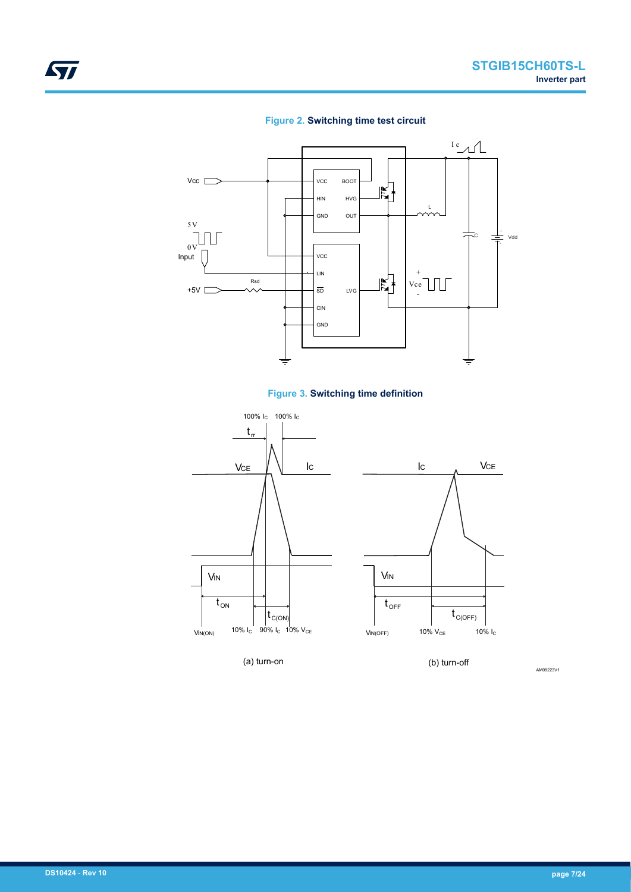Figure 2. Switching time test circuit

Figure 3. Switching time definition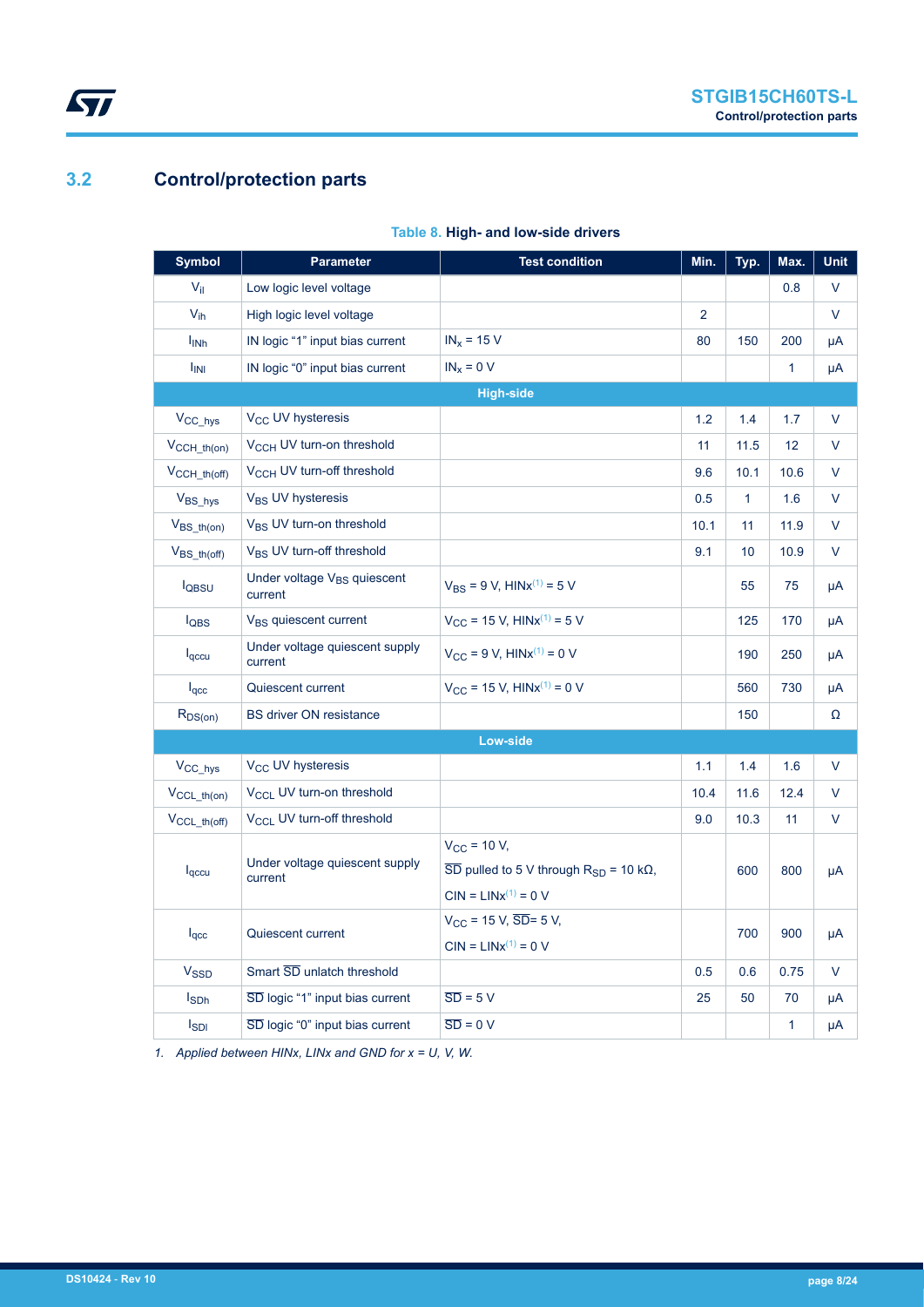## 3.2 Control/protection parts

Table 8. **High- and low-side drivers**

| Symbol | Parameter | Test condition | Min. | Typ. | Max. | Unit |
|---|---|---|---|---|---|---|
| $V_{il}$ | Low logic level voltage | | | | 0.8 | V |
| $V_{ih}$ | High logic level voltage | | 2 | | | V |
| $I_{INh}$ | IN logic "1" input bias current | $IN_x$ = 15 V | 80 | 150 | 200 | µA |
| $I_{INl}$ | IN logic "0" input bias current | $IN_x$ = 0 V | | | 1 | µA |
| **High-side** | | | | | | |
| $V_{CC\_hys}$ | $V_{CC}$ UV hysteresis | | 1.2 | 1.4 | 1.7 | V |
| $V_{CCH\_th(on)}$ | $V_{CCH}$ UV turn-on threshold | | 11 | 11.5 | 12 | V |
| $V_{CCH\_th(off)}$ | $V_{CCH}$ UV turn-off threshold | | 9.6 | 10.1 | 10.6 | V |
| $V_{BS\_hys}$ | $V_{BS}$ UV hysteresis | | 0.5 | 1 | 1.6 | V |
| $V_{BS\_th(on)}$ | $V_{BS}$ UV turn-on threshold | | 10.1 | 11 | 11.9 | V |
| $V_{BS\_th(off)}$ | $V_{BS}$ UV turn-off threshold | | 9.1 | 10 | 10.9 | V |
| $I_{QBSU}$ | Under voltage $V_{BS}$ quiescent current | $V_{BS}$ = 9 V, HINx[(1)] = 5 V | | 55 | 75 | µA |
| $I_{QBS}$ | $V_{BS}$ quiescent current | $V_{CC}$ = 15 V, HINx[(1)] = 5 V | | 125 | 170 | µA |
| $I_{qccu}$ | Under voltage quiescent supply current | $V_{CC}$ = 9 V, HINx[(1)] = 0 V | | 190 | 250 | µA |
| $I_{qcc}$ | Quiescent current | $V_{CC}$ = 15 V, HINx[(1)] = 0 V | | 560 | 730 | µA |
| $R_{DS(on)}$ | BS driver ON resistance | | | 150 | | Ω |
| **Low-side** | | | | | | |
| $V_{CC\_hys}$ | $V_{CC}$ UV hysteresis | | 1.1 | 1.4 | 1.6 | V |
| $V_{CCL\_th(on)}$ | $V_{CCL}$ UV turn-on threshold | | 10.4 | 11.6 | 12.4 | V |
| $V_{CCL\_th(off)}$ | $V_{CCL}$ UV turn-off threshold | | 9.0 | 10.3 | 11 | V |
| $I_{qccu}$ | Under voltage quiescent supply current | $V_{CC}$ = 10 V, $\overline{SD}$ pulled to 5 V through $R_{SD}$ = 10 kΩ, CIN = LINx[(1)] = 0 V | | 600 | 800 | µA |
| $I_{qcc}$ | Quiescent current | $V_{CC}$ = 15 V, $\overline{SD}$= 5 V, CIN = LINx[(1)] = 0 V | | 700 | 900 | µA |
| $V_{SSD}$ | Smart $\overline{SD}$ unlatch threshold | | 0.5 | 0.6 | 0.75 | V |
| $I_{SDh}$ | $\overline{SD}$ logic "1" input bias current | $\overline{SD}$ = 5 V | 25 | 50 | 70 | µA |
| $I_{SDl}$ | $\overline{SD}$ logic "0" input bias current | $\overline{SD}$ = 0 V | | | 1 | µA |

1. *Applied between HINx, LINx and GND for x = U, V, W.*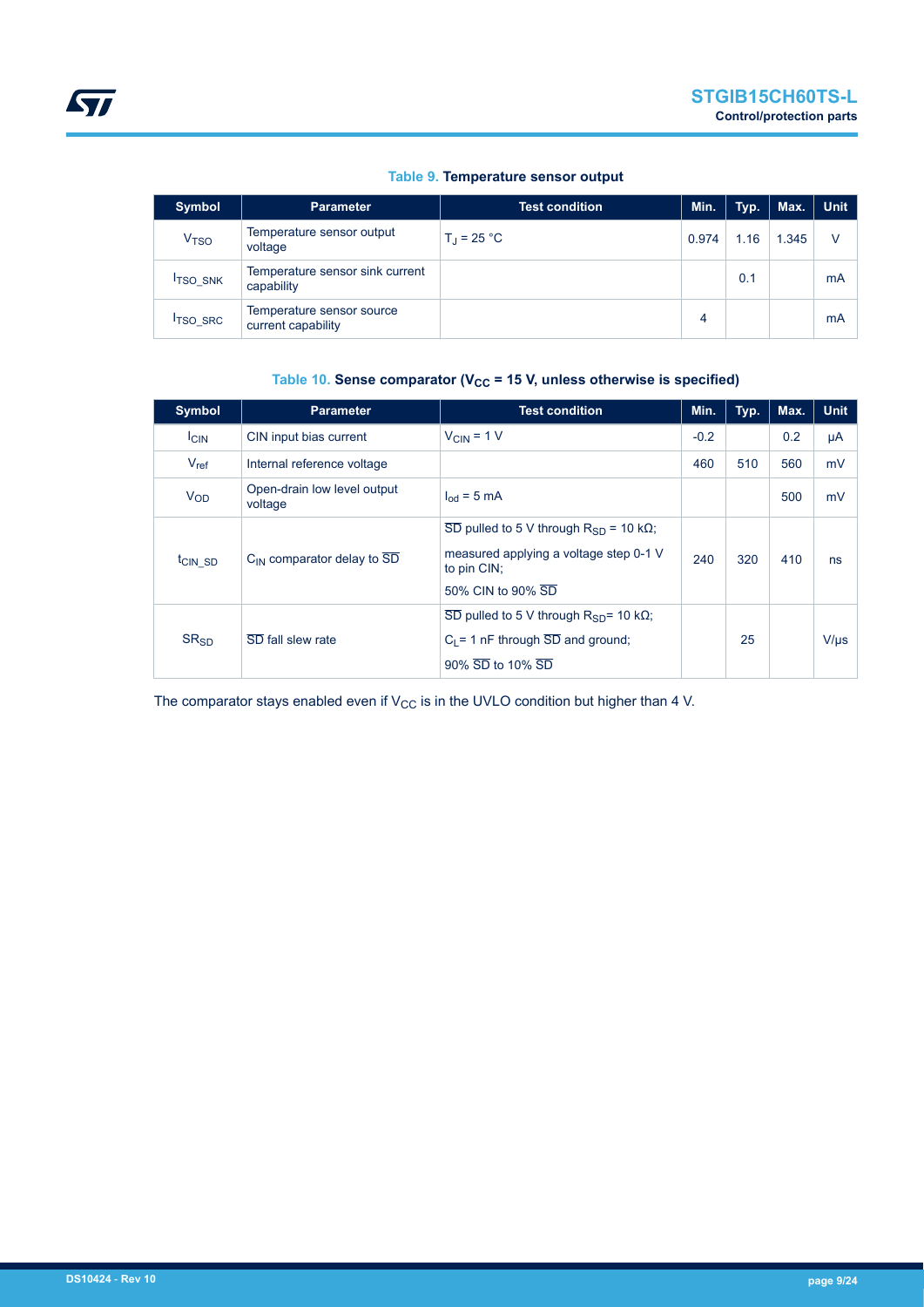**Table 9. Temperature sensor output**

| Symbol | Parameter | Test condition | Min. | Typ. | Max. | Unit |
|---|---|---|---|---|---|---|
| $V_{TSO}$ | Temperature sensor output voltage | $T_J$ = 25 °C | 0.974 | 1.16 | 1.345 | V |
| $I_{TSO\_SNK}$ | Temperature sensor sink current capability | | | 0.1 | | mA |
| $I_{TSO\_SRC}$ | Temperature sensor source current capability | | 4 | | | mA |

**Table 10. Sense comparator ($V_{CC}$ = 15 V, unless otherwise is specified)**

| Symbol | Parameter | Test condition | Min. | Typ. | Max. | Unit |
|---|---|---|---|---|---|---|
| $I_{CIN}$ | CIN input bias current | $V_{CIN}$ = 1 V | -0.2 | | 0.2 | µA |
| $V_{ref}$ | Internal reference voltage | | 460 | 510 | 560 | mV |
| $V_{OD}$ | Open-drain low level output voltage | $I_{od}$ = 5 mA | | | 500 | mV |
| $t_{CIN\_SD}$ | $C_{IN}$ comparator delay to $\overline{SD}$ | $\overline{SD}$ pulled to 5 V through $R_{SD}$ = 10 kΩ; measured applying a voltage step 0-1 V to pin CIN; 50% CIN to 90% $\overline{SD}$ | 240 | 320 | 410 | ns |
| $SR_{SD}$ | $\overline{SD}$ fall slew rate | $\overline{SD}$ pulled to 5 V through $R_{SD}$= 10 kΩ; $C_L$= 1 nF through $\overline{SD}$ and ground; 90% $\overline{SD}$ to 10% $\overline{SD}$ | | 25 | | V/µs |

The comparator stays enabled even if $V_{CC}$ is in the UVLO condition but higher than 4 V.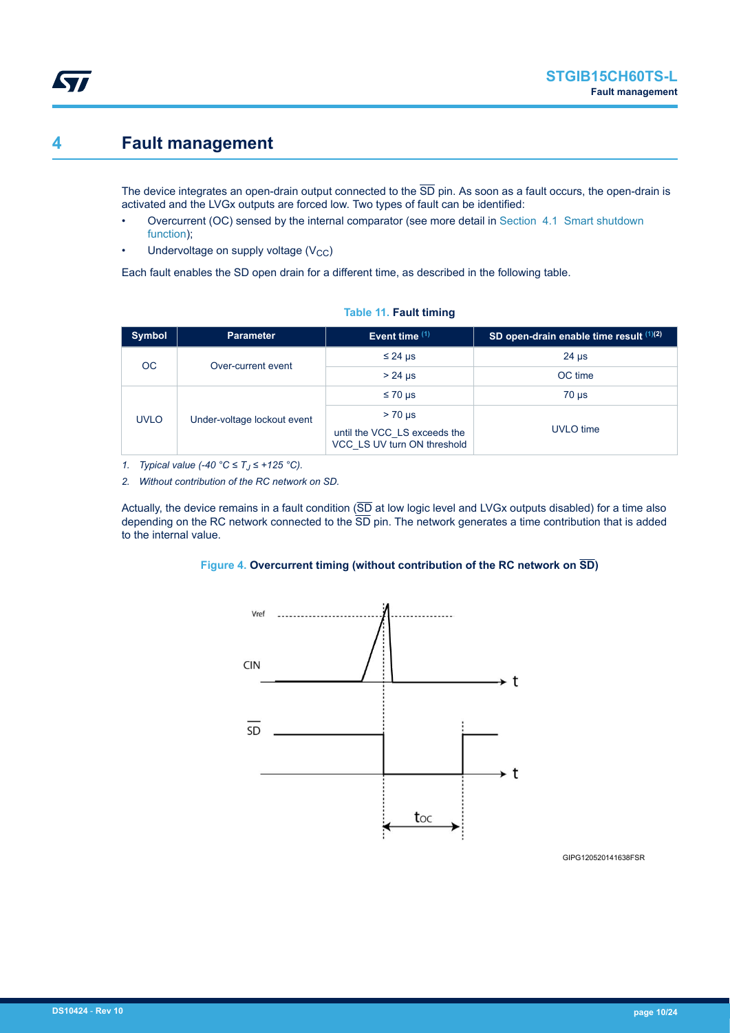# 4 Fault management

The device integrates an open-drain output connected to the $\overline{SD}$ pin. As soon as a fault occurs, the open-drain is activated and the LVGx outputs are forced low. Two types of fault can be identified:

- Overcurrent (OC) sensed by the internal comparator (see more detail in Section 4.1 Smart shutdown function);
- Undervoltage on supply voltage ($V_{CC}$)

Each fault enables the SD open drain for a different time, as described in the following table.

**Table 11. Fault timing**

| Symbol | Parameter | Event time [1] | SD open-drain enable time result [1][2] |
|---|---|---|---|
| OC | Over-current event | ≤ 24 µs | 24 µs |
| | | > 24 µs | OC time |
| UVLO | Under-voltage lockout event | ≤ 70 µs | 70 µs |
| | | > 70 µs until the VCC_LS exceeds the VCC_LS UV turn ON threshold | UVLO time |

1. *Typical value (-40 °C ≤ $T_J$ ≤ +125 °C).*
2. *Without contribution of the RC network on SD.*

Actually, the device remains in a fault condition ($\overline{SD}$ at low logic level and LVGx outputs disabled) for a time also depending on the RC network connected to the $\overline{SD}$ pin. The network generates a time contribution that is added to the internal value.

**Figure 4. Overcurrent timing (without contribution of the RC network on $\overline{SD}$)**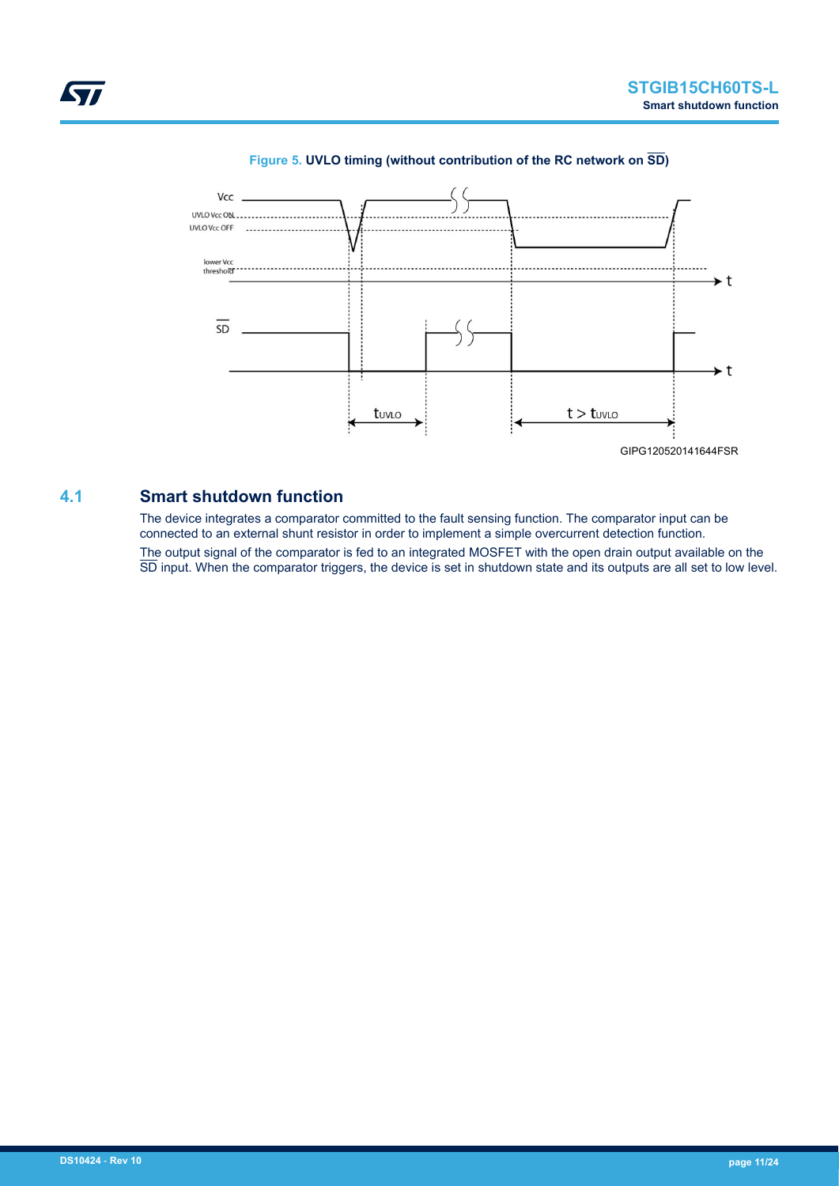Figure 5. UVLO timing (without contribution of the RC network on $\overline{SD}$)

## 4.1 Smart shutdown function

The device integrates a comparator committed to the fault sensing function. The comparator input can be connected to an external shunt resistor in order to implement a simple overcurrent detection function.

The output signal of the comparator is fed to an integrated MOSFET with the open drain output available on the $\overline{SD}$ input. When the comparator triggers, the device is set in shutdown state and its outputs are all set to low level.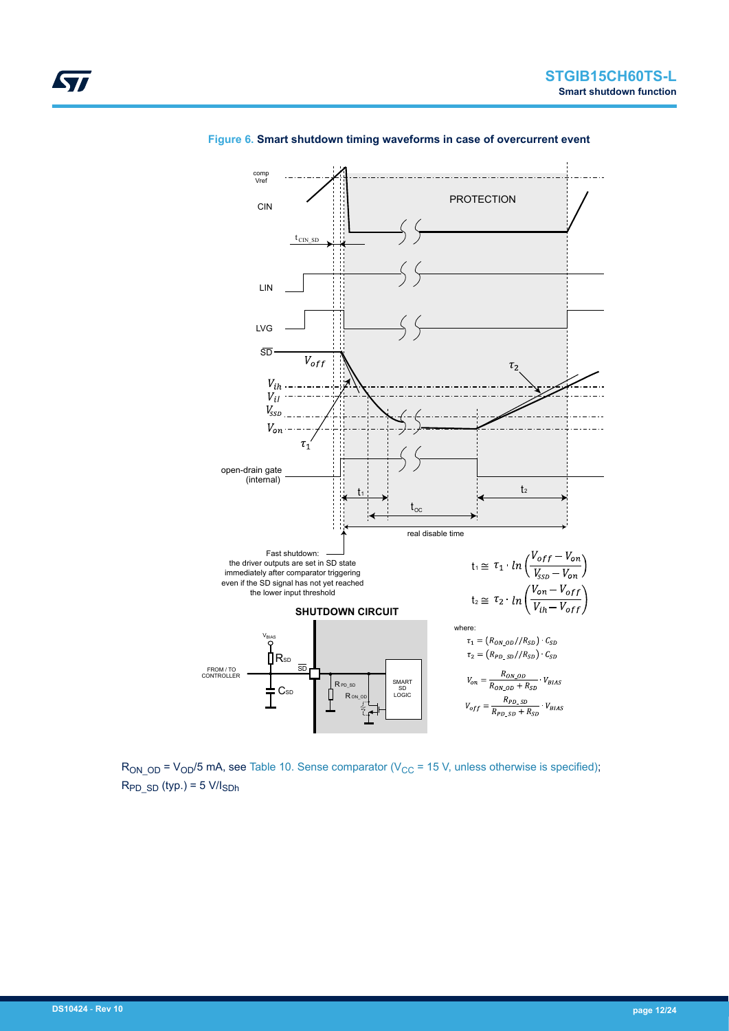**Figure 6. Smart shutdown timing waveforms in case of overcurrent event**

comp Vref

CIN

PROTECTION

$t_{CIN\_SD}$

LIN

LVG

$\overline{SD}$

$V_{off}$

$\tau_2$

$V_{ih}$

$V_{il}$

$V_{SSD}$

$V_{on}$

$\tau_1$

open-drain gate (internal)

$t_1$

$t_2$

$t_{oc}$

real disable time

Fast shutdown: the driver outputs are set in SD state immediately after comparator triggering even if the SD signal has not yet reached the lower input threshold

$$t_1 \cong \tau_1 \cdot ln\left(\frac{V_{off} - V_{on}}{V_{SSD} - V_{on}}\right)$$

$$t_2 \cong \tau_2 \cdot ln\left(\frac{V_{on} - V_{off}}{V_{ih} - V_{off}}\right)$$

**SHUTDOWN CIRCUIT**

$V_{BIAS}$

$R_{SD}$

FROM / TO CONTROLLER

$\overline{SD}$

$C_{SD}$

$R_{PD\_SD}$

$R_{ON\_OD}$

SMART SD LOGIC

where:

$$\tau_1 = (R_{ON\_OD}//R_{SD}) \cdot C_{SD}$$

$$\tau_2 = (R_{PD\_SD}//R_{SD}) \cdot C_{SD}$$

$$V_{on} = \frac{R_{ON\_OD}}{R_{ON\_OD} + R_{SD}} \cdot V_{BIAS}$$

$$V_{off} = \frac{R_{PD\_SD}}{R_{PD\_SD} + R_{SD}} \cdot V_{BIAS}$$

$R_{ON\_OD} = V_{OD}/5$ mA, see Table 10. Sense comparator ($V_{CC}$ = 15 V, unless otherwise is specified);
$R_{PD\_SD}$ (typ.) = 5 V/$I_{SDh}$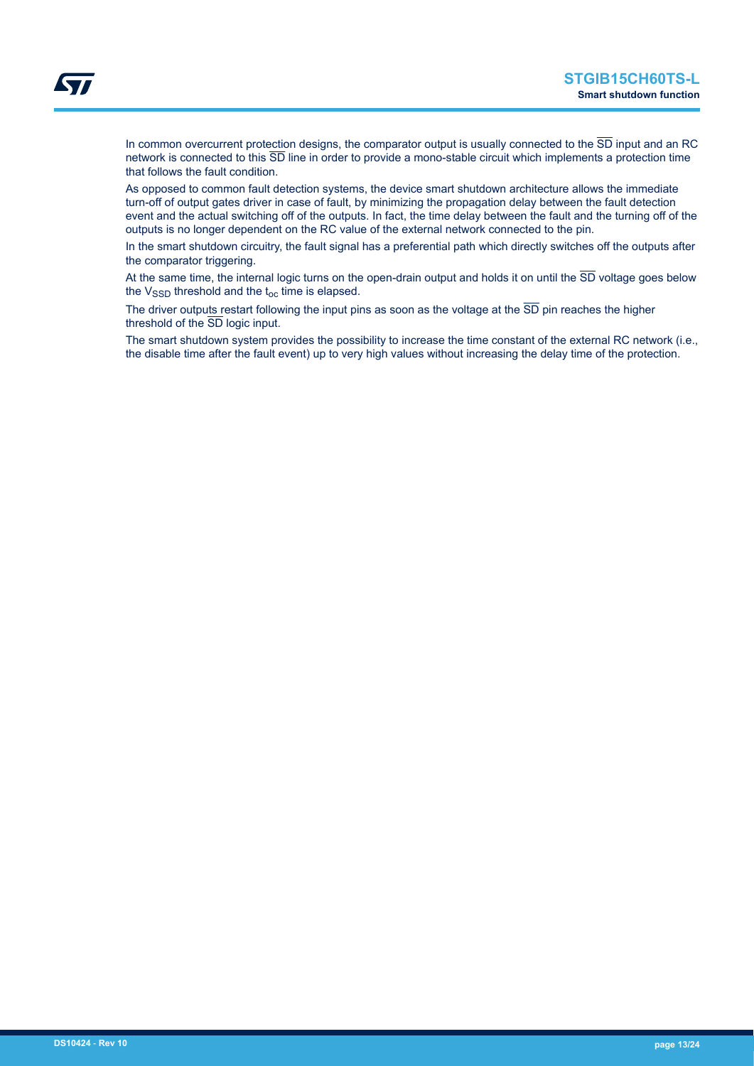In common overcurrent protection designs, the comparator output is usually connected to the $\overline{SD}$ input and an RC network is connected to this $\overline{SD}$ line in order to provide a mono-stable circuit which implements a protection time that follows the fault condition.

As opposed to common fault detection systems, the device smart shutdown architecture allows the immediate turn-off of output gates driver in case of fault, by minimizing the propagation delay between the fault detection event and the actual switching off of the outputs. In fact, the time delay between the fault and the turning off of the outputs is no longer dependent on the RC value of the external network connected to the pin.

In the smart shutdown circuitry, the fault signal has a preferential path which directly switches off the outputs after the comparator triggering.

At the same time, the internal logic turns on the open-drain output and holds it on until the $\overline{SD}$ voltage goes below the $V_{SSD}$ threshold and the $t_{oc}$ time is elapsed.

The driver outputs restart following the input pins as soon as the voltage at the $\overline{SD}$ pin reaches the higher threshold of the $\overline{SD}$ logic input.

The smart shutdown system provides the possibility to increase the time constant of the external RC network (i.e., the disable time after the fault event) up to very high values without increasing the delay time of the protection.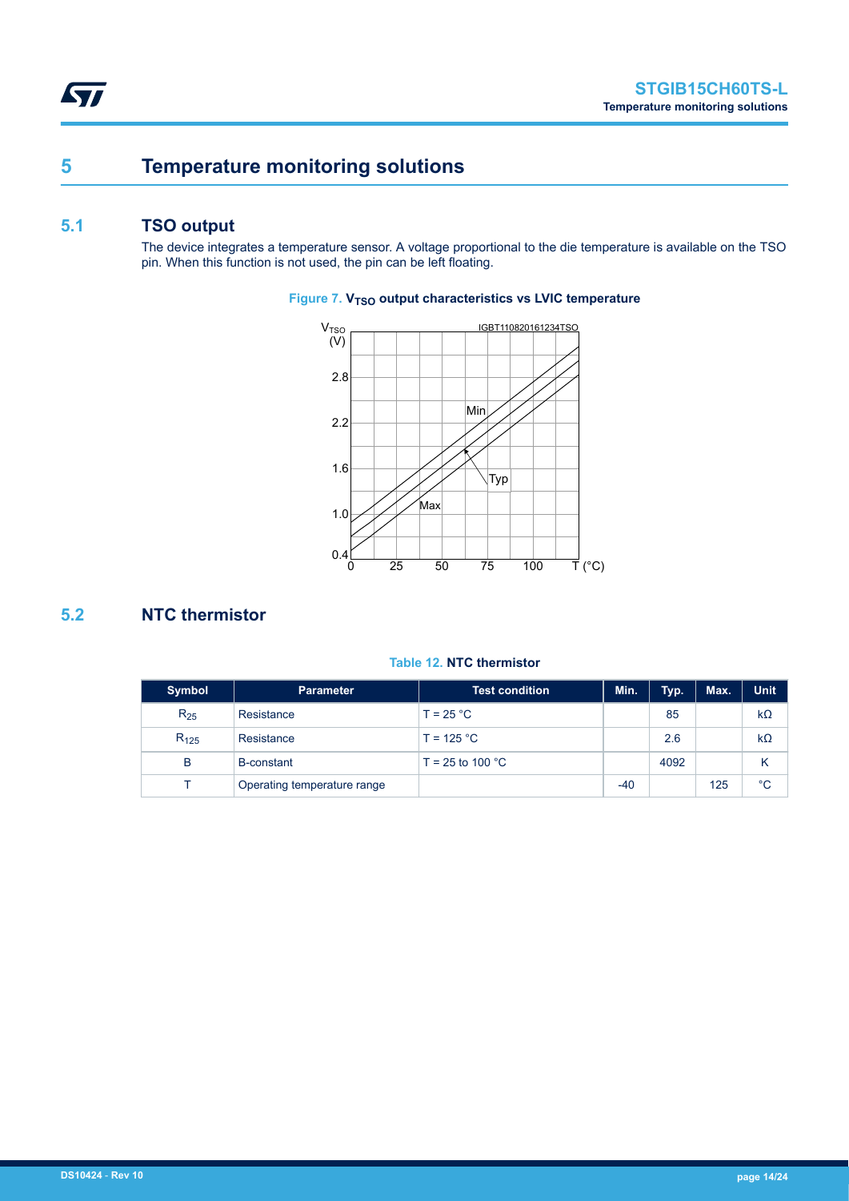# 5 Temperature monitoring solutions

## 5.1 TSO output

The device integrates a temperature sensor. A voltage proportional to the die temperature is available on the TSO pin. When this function is not used, the pin can be left floating.

**Figure 7.** $V_{TSO}$ **output characteristics vs LVIC temperature**

## 5.2 NTC thermistor

**Table 12. NTC thermistor**

| Symbol | Parameter | Test condition | Min. | Typ. | Max. | Unit |
|---|---|---|---|---|---|---|
| $R_{25}$ | Resistance | T = 25 °C | | 85 | | kΩ |
| $R_{125}$ | Resistance | T = 125 °C | | 2.6 | | kΩ |
| B | B-constant | T = 25 to 100 °C | | 4092 | | K |
| T | Operating temperature range | | -40 | | 125 | °C |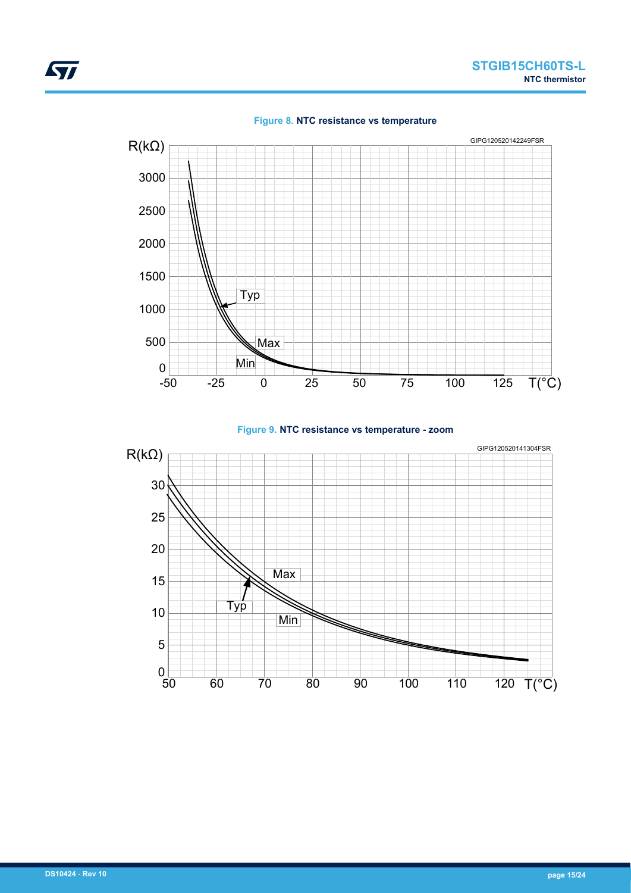**Figure 8. NTC resistance vs temperature**

**Figure 9. NTC resistance vs temperature - zoom**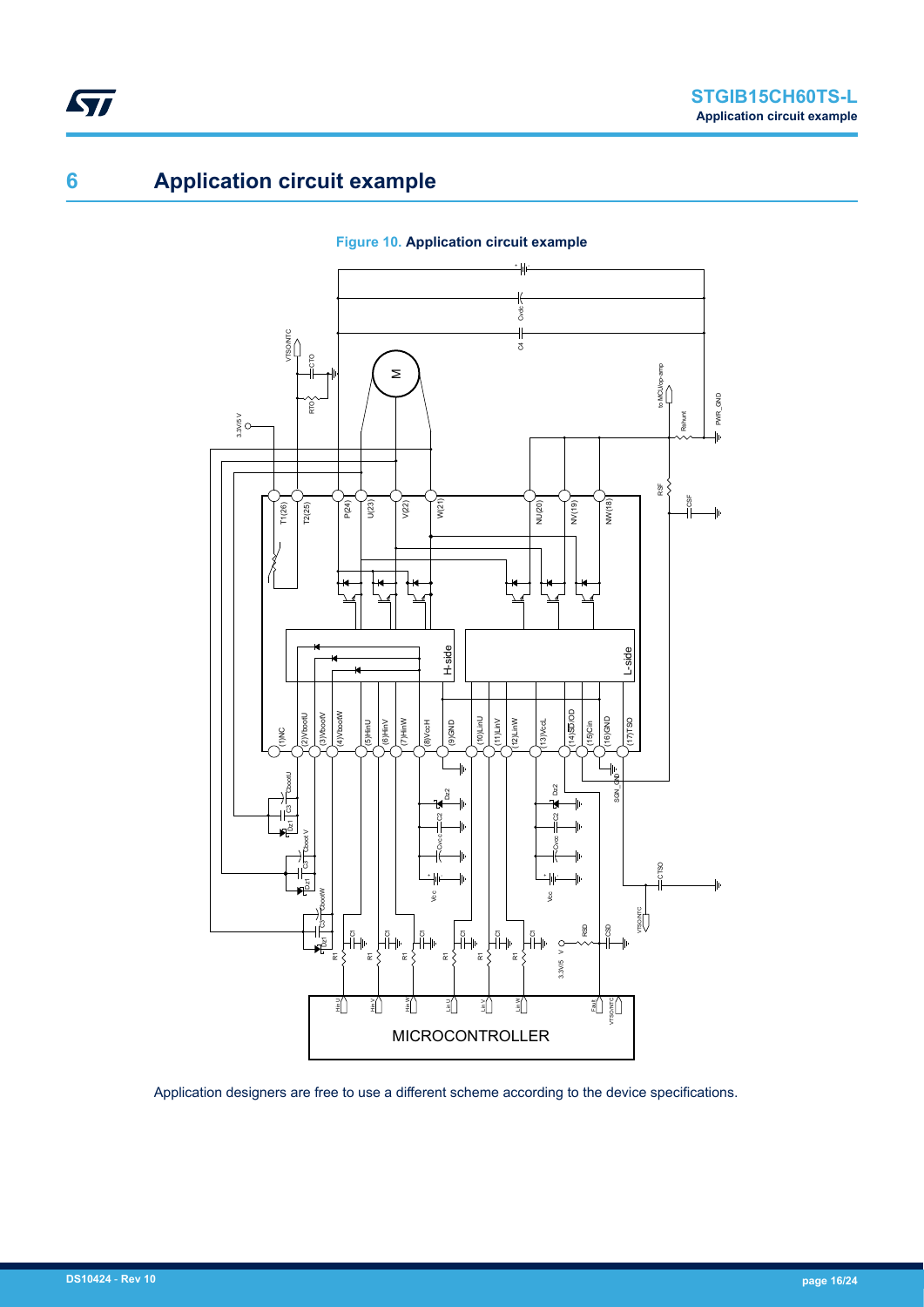# 6 Application circuit example

**Figure 10. Application circuit example**

Application designers are free to use a different scheme according to the device specifications.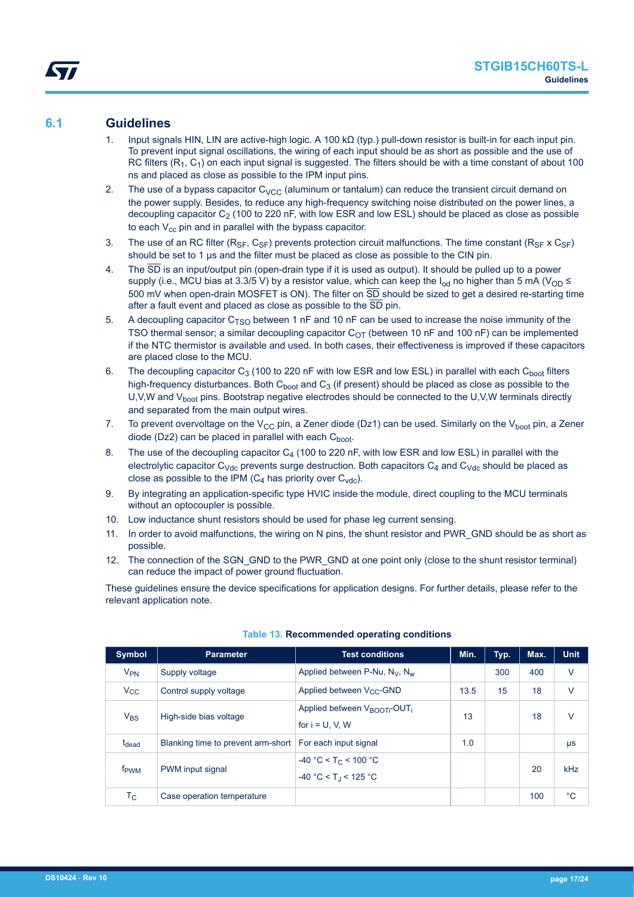## 6.1 Guidelines

1. Input signals HIN, LIN are active-high logic. A 100 kΩ (typ.) pull-down resistor is built-in for each input pin. To prevent input signal oscillations, the wiring of each input should be as short as possible and the use of RC filters ($R_1$, $C_1$) on each input signal is suggested. The filters should be with a time constant of about 100 ns and placed as close as possible to the IPM input pins.
2. The use of a bypass capacitor $C_{VCC}$ (aluminum or tantalum) can reduce the transient circuit demand on the power supply. Besides, to reduce any high-frequency switching noise distributed on the power lines, a decoupling capacitor $C_2$ (100 to 220 nF, with low ESR and low ESL) should be placed as close as possible to each $V_{cc}$ pin and in parallel with the bypass capacitor.
3. The use of an RC filter ($R_{SF}$, $C_{SF}$) prevents protection circuit malfunctions. The time constant ($R_{SF}$ x $C_{SF}$) should be set to 1 μs and the filter must be placed as close as possible to the CIN pin.
4. The $\overline{SD}$ is an input/output pin (open-drain type if it is used as output). It should be pulled up to a power supply (i.e., MCU bias at 3.3/5 V) by a resistor value, which can keep the $I_{od}$ no higher than 5 mA ($V_{OD}$ ≤ 500 mV when open-drain MOSFET is ON). The filter on $\overline{SD}$ should be sized to get a desired re-starting time after a fault event and placed as close as possible to the $\overline{SD}$ pin.
5. A decoupling capacitor $C_{TSO}$ between 1 nF and 10 nF can be used to increase the noise immunity of the TSO thermal sensor; a similar decoupling capacitor $C_{OT}$ (between 10 nF and 100 nF) can be implemented if the NTC thermistor is available and used. In both cases, their effectiveness is improved if these capacitors are placed close to the MCU.
6. The decoupling capacitor $C_3$ (100 to 220 nF with low ESR and low ESL) in parallel with each $C_{boot}$ filters high-frequency disturbances. Both $C_{boot}$ and $C_3$ (if present) should be placed as close as possible to the U,V,W and $V_{boot}$ pins. Bootstrap negative electrodes should be connected to the U,V,W terminals directly and separated from the main output wires.
7. To prevent overvoltage on the $V_{CC}$ pin, a Zener diode (Dz1) can be used. Similarly on the $V_{boot}$ pin, a Zener diode (Dz2) can be placed in parallel with each $C_{boot}$.
8. The use of the decoupling capacitor $C_4$ (100 to 220 nF, with low ESR and low ESL) in parallel with the electrolytic capacitor $C_{Vdc}$ prevents surge destruction. Both capacitors $C_4$ and $C_{Vdc}$ should be placed as close as possible to the IPM ($C_4$ has priority over $C_{vdc}$).
9. By integrating an application-specific type HVIC inside the module, direct coupling to the MCU terminals without an optocoupler is possible.
10. Low inductance shunt resistors should be used for phase leg current sensing.
11. In order to avoid malfunctions, the wiring on N pins, the shunt resistor and PWR_GND should be as short as possible.
12. The connection of the SGN_GND to the PWR_GND at one point only (close to the shunt resistor terminal) can reduce the impact of power ground fluctuation.

These guidelines ensure the device specifications for application designs. For further details, please refer to the relevant application note.

**Table 13. Recommended operating conditions**

| Symbol | Parameter | Test conditions | Min. | Typ. | Max. | Unit |
|---|---|---|---|---|---|---|
| $V_{PN}$ | Supply voltage | Applied between P-Nu, $N_V$, $N_W$ | | 300 | 400 | V |
| $V_{CC}$ | Control supply voltage | Applied between $V_{CC}$-GND | 13.5 | 15 | 18 | V |
| $V_{BS}$ | High-side bias voltage | Applied between $V_{BOOTi}$-$OUT_i$ for i = U, V, W | 13 | | 18 | V |
| $t_{dead}$ | Blanking time to prevent arm-short | For each input signal | 1.0 | | | μs |
| $f_{PWM}$ | PWM input signal | -40 °C < $T_C$ < 100 °C<br>-40 °C < $T_J$ < 125 °C | | | 20 | kHz |
| $T_C$ | Case operation temperature | | | | 100 | °C |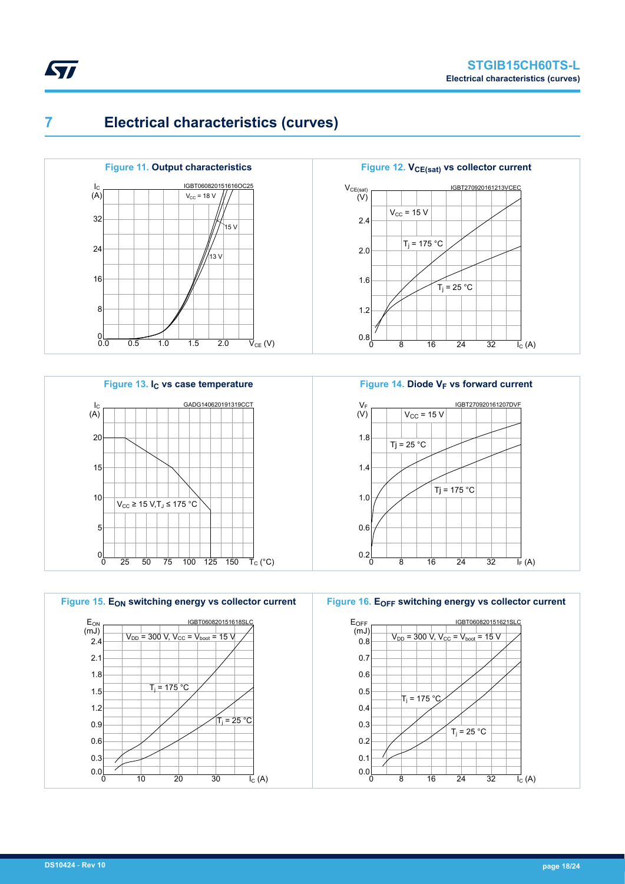# 7 Electrical characteristics (curves)

**Figure 11.** Output characteristics

**Figure 12.** $V_{CE(sat)}$ vs collector current

**Figure 13.** $I_C$ vs case temperature

**Figure 14.** Diode $V_F$ vs forward current

**Figure 15.** $E_{ON}$ switching energy vs collector current

**Figure 16.** $E_{OFF}$ switching energy vs collector current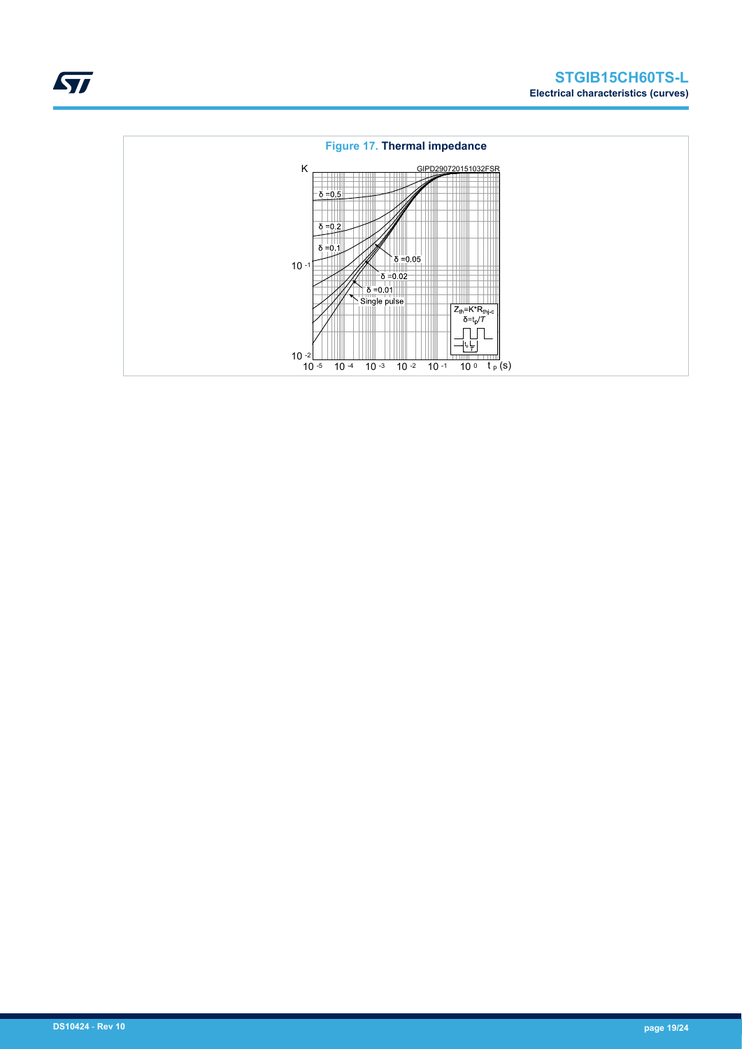**Figure 17. Thermal impedance**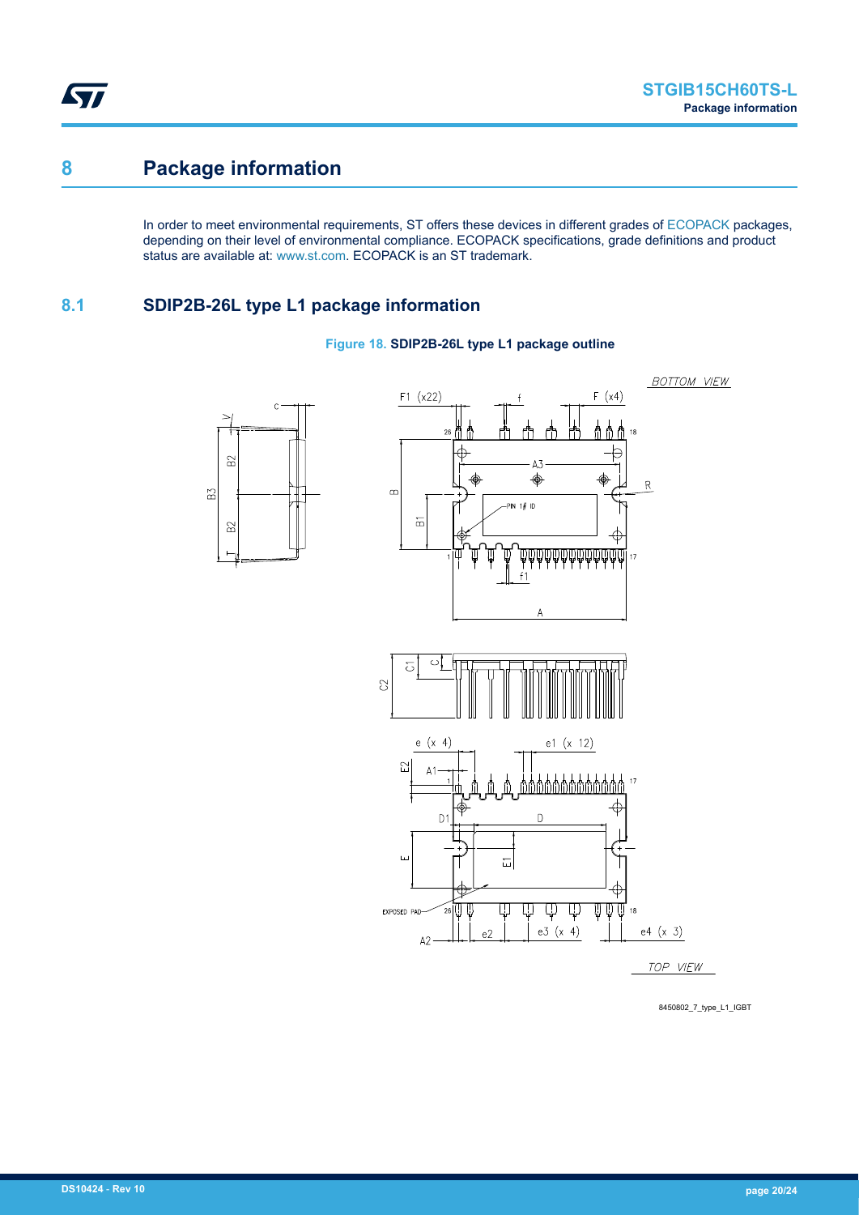# 8 Package information

In order to meet environmental requirements, ST offers these devices in different grades of ECOPACK packages, depending on their level of environmental compliance. ECOPACK specifications, grade definitions and product status are available at: www.st.com. ECOPACK is an ST trademark.

## 8.1 SDIP2B-26L type L1 package information

**Figure 18. SDIP2B-26L type L1 package outline**

8450802_7_type_L1_IGBT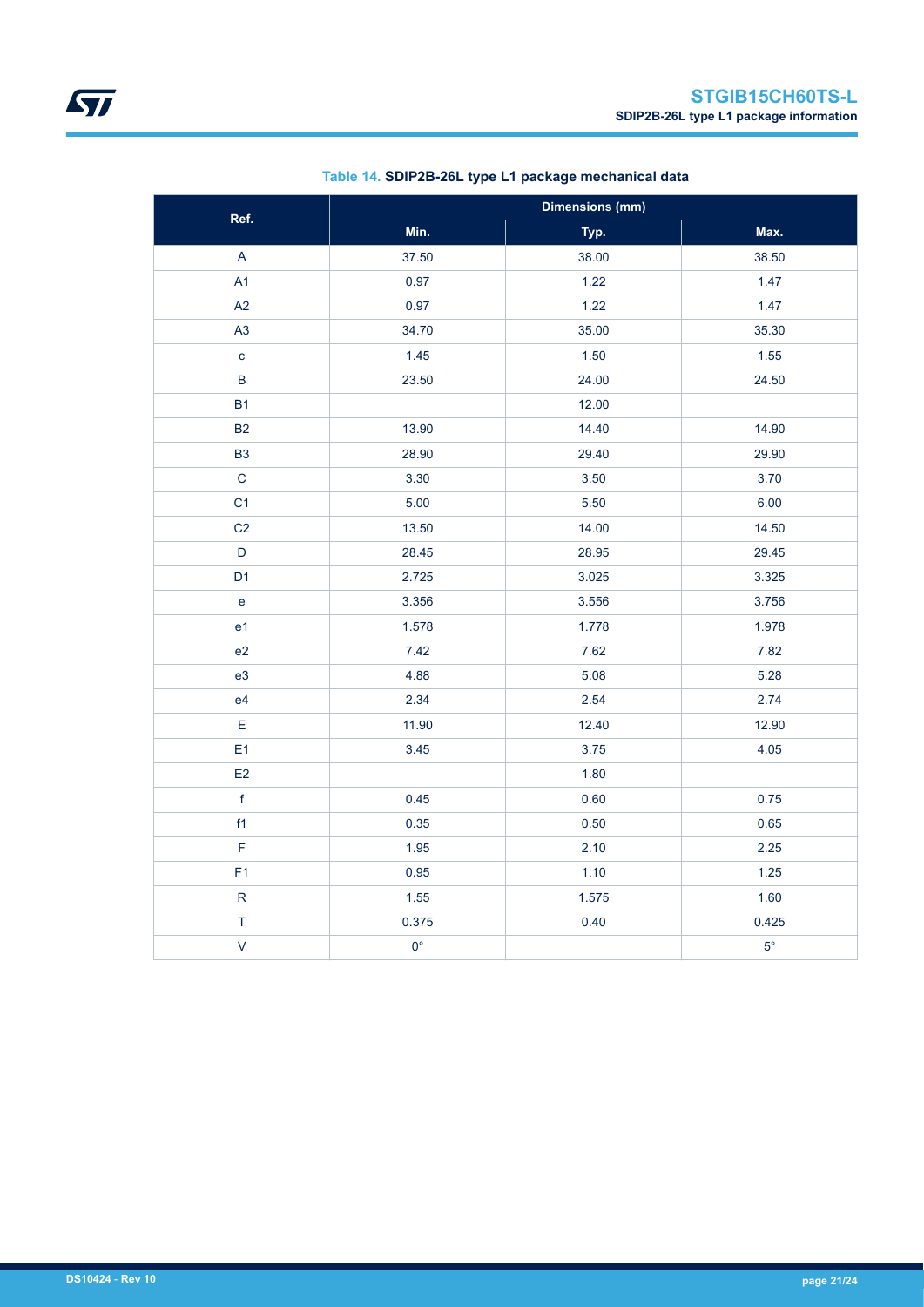**Table 14. SDIP2B-26L type L1 package mechanical data**

| Ref. | Dimensions (mm) | | |
|---|---|---|---|
| | Min. | Typ. | Max. |
| A | 37.50 | 38.00 | 38.50 |
| A1 | 0.97 | 1.22 | 1.47 |
| A2 | 0.97 | 1.22 | 1.47 |
| A3 | 34.70 | 35.00 | 35.30 |
| c | 1.45 | 1.50 | 1.55 |
| B | 23.50 | 24.00 | 24.50 |
| B1 | | 12.00 | |
| B2 | 13.90 | 14.40 | 14.90 |
| B3 | 28.90 | 29.40 | 29.90 |
| C | 3.30 | 3.50 | 3.70 |
| C1 | 5.00 | 5.50 | 6.00 |
| C2 | 13.50 | 14.00 | 14.50 |
| D | 28.45 | 28.95 | 29.45 |
| D1 | 2.725 | 3.025 | 3.325 |
| e | 3.356 | 3.556 | 3.756 |
| e1 | 1.578 | 1.778 | 1.978 |
| e2 | 7.42 | 7.62 | 7.82 |
| e3 | 4.88 | 5.08 | 5.28 |
| e4 | 2.34 | 2.54 | 2.74 |
| E | 11.90 | 12.40 | 12.90 |
| E1 | 3.45 | 3.75 | 4.05 |
| E2 | | 1.80 | |
| f | 0.45 | 0.60 | 0.75 |
| f1 | 0.35 | 0.50 | 0.65 |
| F | 1.95 | 2.10 | 2.25 |
| F1 | 0.95 | 1.10 | 1.25 |
| R | 1.55 | 1.575 | 1.60 |
| T | 0.375 | 0.40 | 0.425 |
| V | 0° | | 5° |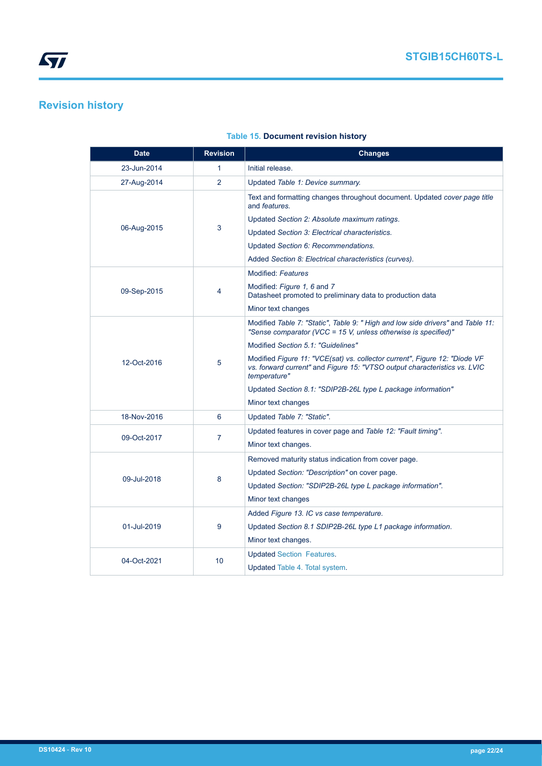# Revision history

**Table 15. Document revision history**

| Date | Revision | Changes |
| --- | --- | --- |
| 23-Jun-2014 | 1 | Initial release. |
| 27-Aug-2014 | 2 | Updated *Table 1: Device summary.* |
| 06-Aug-2015 | 3 | Text and formatting changes throughout document. Updated *cover page title* and *features.*<br>Updated *Section 2: Absolute maximum ratings*.<br>Updated *Section 3: Electrical characteristics*.<br>Updated *Section 6: Recommendations*.<br>Added *Section 8: Electrical characteristics (curves)*. |
| 09-Sep-2015 | 4 | Modified: *Features*<br>Modified: *Figure 1, 6* and *7*<br>Datasheet promoted to preliminary data to production data<br>Minor text changes |
| 12-Oct-2016 | 5 | Modified *Table 7: "Static"*, *Table 9: " High and low side drivers"* and *Table 11: "Sense comparator (VCC = 15 V, unless otherwise is specified)"*<br>Modified *Section 5.1: "Guidelines"*<br>Modified *Figure 11: "VCE(sat) vs. collector current"*, *Figure 12: "Diode VF vs. forward current"* and *Figure 15: "VTSO output characteristics vs. LVIC temperature"*<br>Updated *Section 8.1: "SDIP2B-26L type L package information"*<br>Minor text changes |
| 18-Nov-2016 | 6 | Updated *Table 7: "Static"*. |
| 09-Oct-2017 | 7 | Updated features in cover page and *Table 12: "Fault timing"*.<br>Minor text changes. |
| 09-Jul-2018 | 8 | Removed maturity status indication from cover page.<br>Updated *Section: "Description"* on cover page.<br>Updated *Section: "SDIP2B-26L type L package information"*.<br>Minor text changes |
| 01-Jul-2019 | 9 | Added *Figure 13. IC vs case temperature.*<br>Updated *Section 8.1 SDIP2B-26L type L1 package information*.<br>Minor text changes. |
| 04-Oct-2021 | 10 | Updated Section Features.<br>Updated Table 4. Total system. |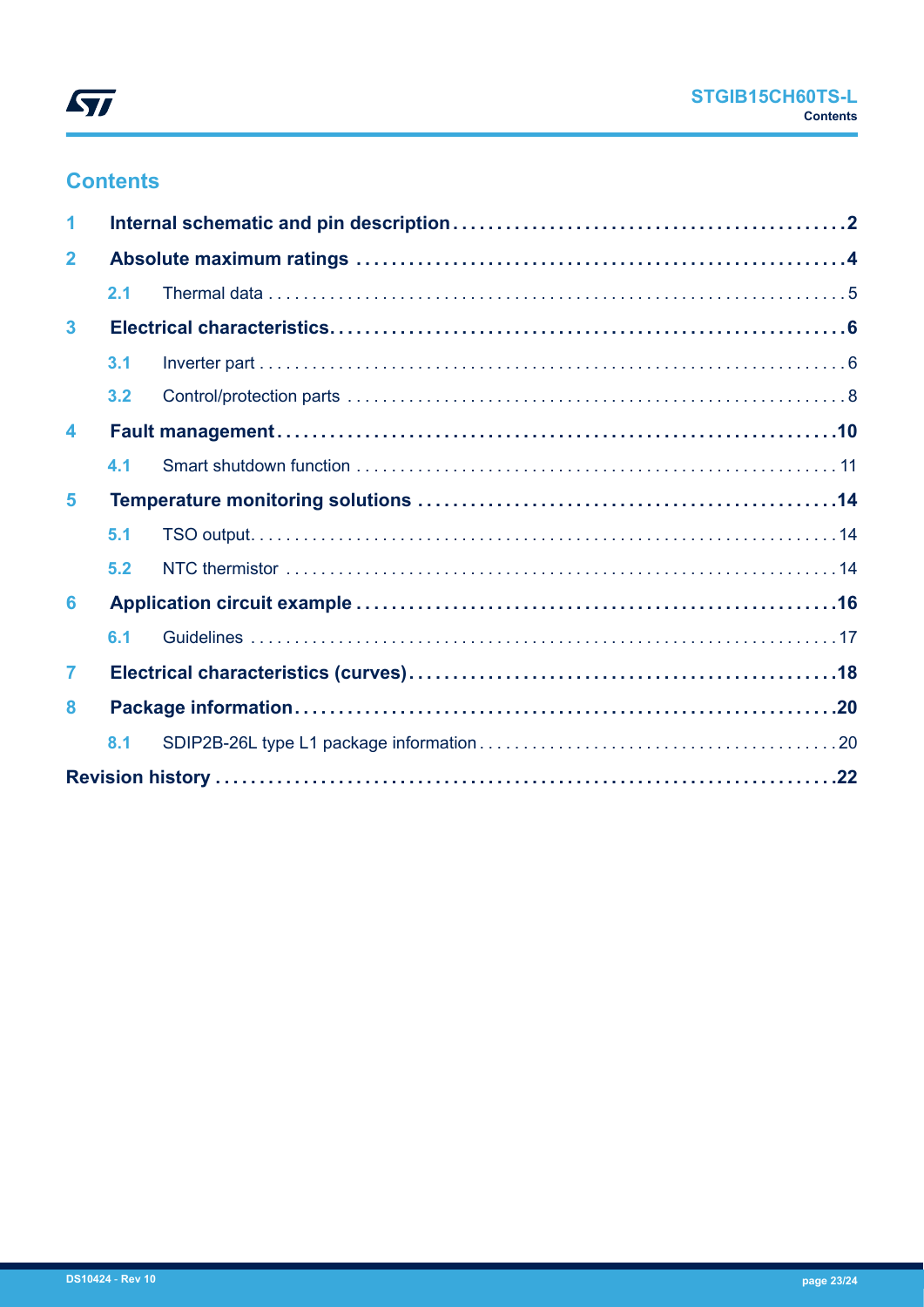## Contents

| | | |
|---|---|---|
| **1** | **Internal schematic and pin description** | **2** |
| **2** | **Absolute maximum ratings** | **4** |
| 2.1 | Thermal data | 5 |
| **3** | **Electrical characteristics** | **6** |
| 3.1 | Inverter part | 6 |
| 3.2 | Control/protection parts | 8 |
| **4** | **Fault management** | **10** |
| 4.1 | Smart shutdown function | 11 |
| **5** | **Temperature monitoring solutions** | **14** |
| 5.1 | TSO output | 14 |
| 5.2 | NTC thermistor | 14 |
| **6** | **Application circuit example** | **16** |
| 6.1 | Guidelines | 17 |
| **7** | **Electrical characteristics (curves)** | **18** |
| **8** | **Package information** | **20** |
| 8.1 | SDIP2B-26L type L1 package information | 20 |
| | **Revision history** | **22** |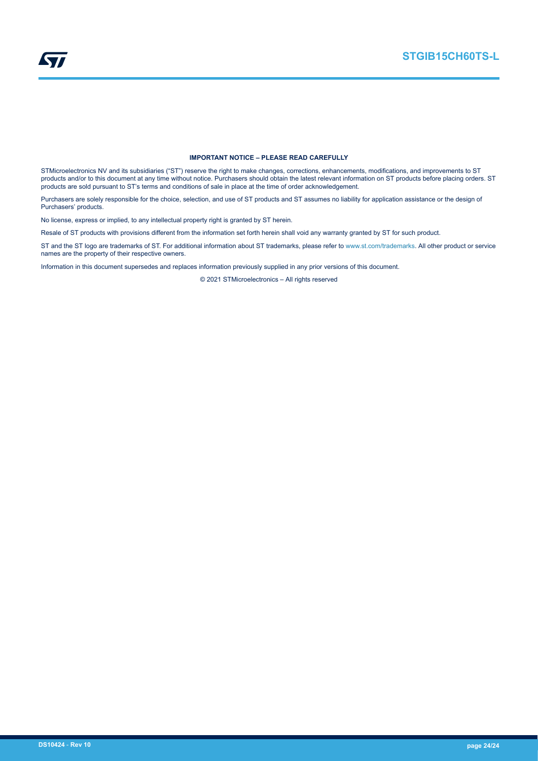**IMPORTANT NOTICE – PLEASE READ CAREFULLY**

STMicroelectronics NV and its subsidiaries ("ST") reserve the right to make changes, corrections, enhancements, modifications, and improvements to ST products and/or to this document at any time without notice. Purchasers should obtain the latest relevant information on ST products before placing orders. ST products are sold pursuant to ST's terms and conditions of sale in place at the time of order acknowledgement.

Purchasers are solely responsible for the choice, selection, and use of ST products and ST assumes no liability for application assistance or the design of Purchasers' products.

No license, express or implied, to any intellectual property right is granted by ST herein.

Resale of ST products with provisions different from the information set forth herein shall void any warranty granted by ST for such product.

ST and the ST logo are trademarks of ST. For additional information about ST trademarks, please refer to www.st.com/trademarks. All other product or service names are the property of their respective owners.

Information in this document supersedes and replaces information previously supplied in any prior versions of this document.

© 2021 STMicroelectronics – All rights reserved